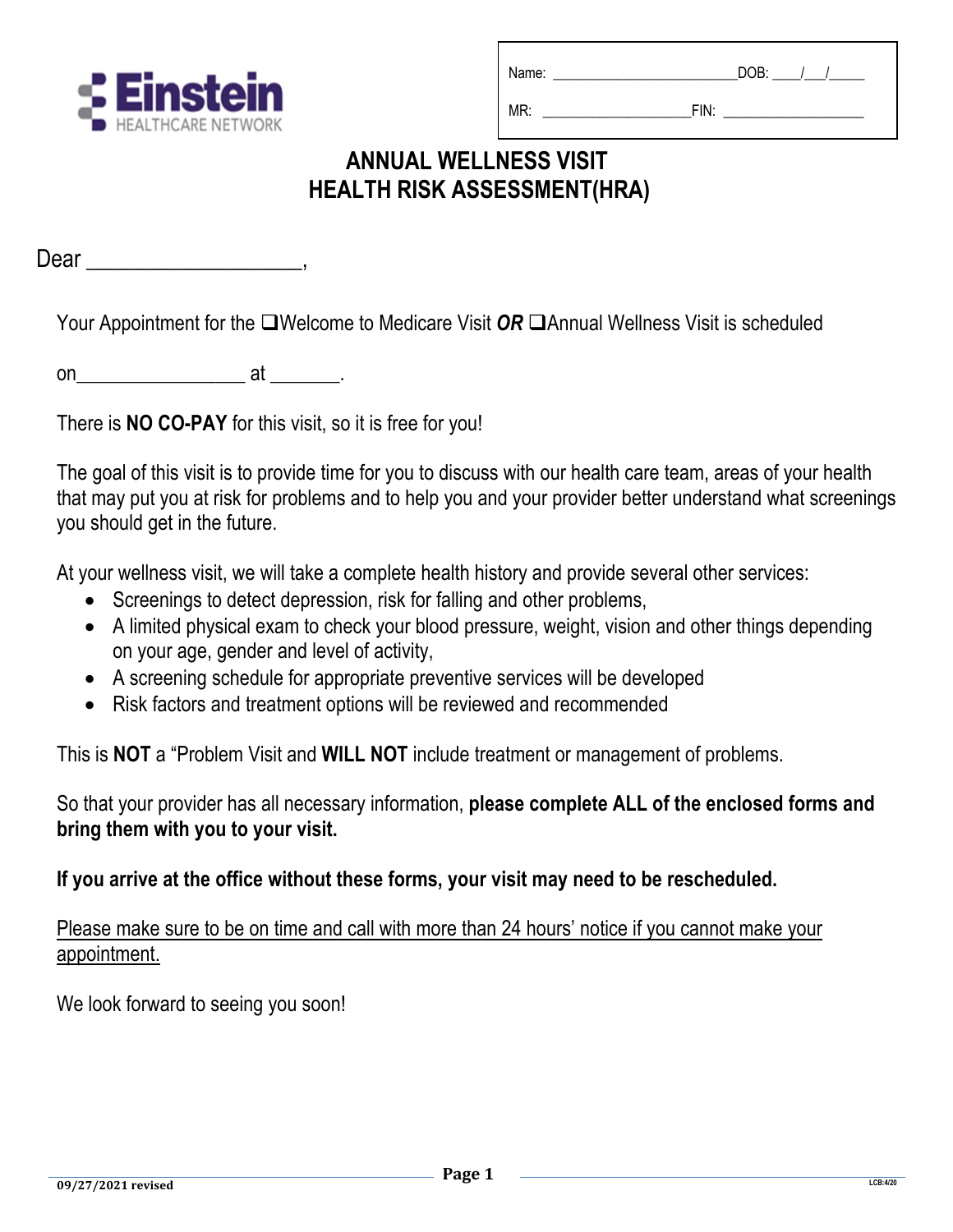Einstein HEALTHCARE NETWORK

Name: ________________________DOB: ____/___/_____

MR: ____________________FIN: ___________________

# ANNUAL WELLNESS VISIT
# HEALTH RISK ASSESSMENT(HRA)

Dear ____________________,

Your Appointment for the ❑Welcome to Medicare Visit ***OR*** ❑Annual Wellness Visit is scheduled

on_________________ at _______.

There is **NO CO-PAY** for this visit, so it is free for you!

The goal of this visit is to provide time for you to discuss with our health care team, areas of your health that may put you at risk for problems and to help you and your provider better understand what screenings you should get in the future.

At your wellness visit, we will take a complete health history and provide several other services:

- Screenings to detect depression, risk for falling and other problems,
- A limited physical exam to check your blood pressure, weight, vision and other things depending on your age, gender and level of activity,
- A screening schedule for appropriate preventive services will be developed
- Risk factors and treatment options will be reviewed and recommended

This is **NOT** a "Problem Visit and **WILL NOT** include treatment or management of problems.

So that your provider has all necessary information, **please complete ALL of the enclosed forms and bring them with you to your visit.**

**If you arrive at the office without these forms, your visit may need to be rescheduled.**

<u>Please make sure to be on time and call with more than 24 hours' notice if you cannot make your appointment.</u>

We look forward to seeing you soon!

09/27/2021 revised

LCB:4/20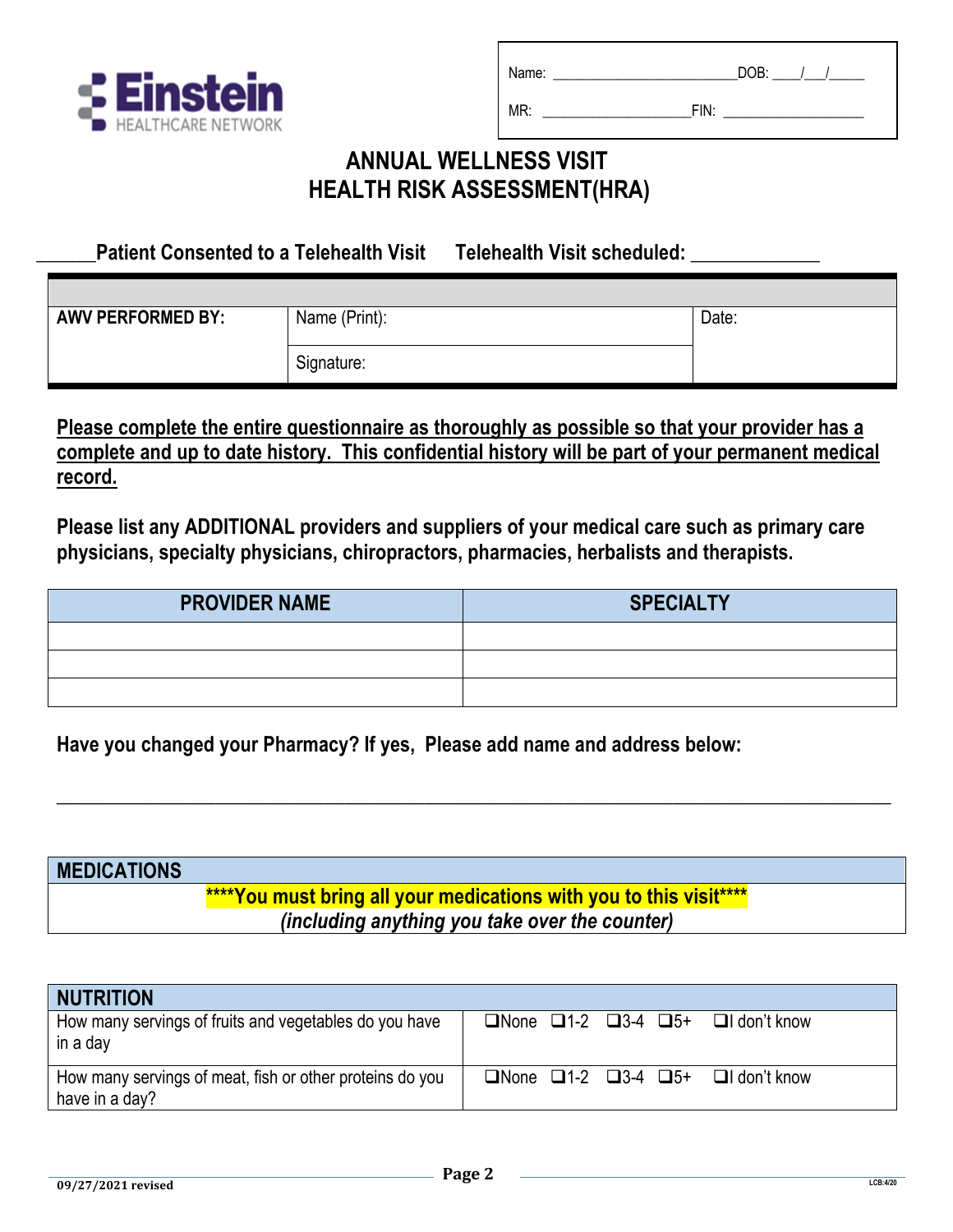Einstein HEALTHCARE NETWORK

| | |
|---|---|
| Name: ________________________ | DOB: ___/___/_____ |
| MR: ____________________ | FIN: ___________________ |

# ANNUAL WELLNESS VISIT
# HEALTH RISK ASSESSMENT(HRA)

**______Patient Consented to a Telehealth Visit    Telehealth Visit scheduled: _____________**

| | | |
|---|---|---|
| **AWV PERFORMED BY:** | Name (Print): | Date: |
| | Signature: | |

**Please complete the entire questionnaire as thoroughly as possible so that your provider has a complete and up to date history. This confidential history will be part of your permanent medical record.**

**Please list any ADDITIONAL providers and suppliers of your medical care such as primary care physicians, specialty physicians, chiropractors, pharmacies, herbalists and therapists.**

| PROVIDER NAME | SPECIALTY |
|---|---|
| | |
| | |
| | |

**Have you changed your Pharmacy? If yes, Please add name and address below:**

_______________________________________________________________________________

| MEDICATIONS |
|---|
| **\*\*\*\*You must bring all your medications with you to this visit\*\*\*\*** *(including anything you take over the counter)* |

| NUTRITION | |
|---|---|
| How many servings of fruits and vegetables do you have in a day | ❑None ❑1-2 ❑3-4 ❑5+ ❑I don't know |
| How many servings of meat, fish or other proteins do you have in a day? | ❑None ❑1-2 ❑3-4 ❑5+ ❑I don't know |

09/27/2021 revised    LCB:4/20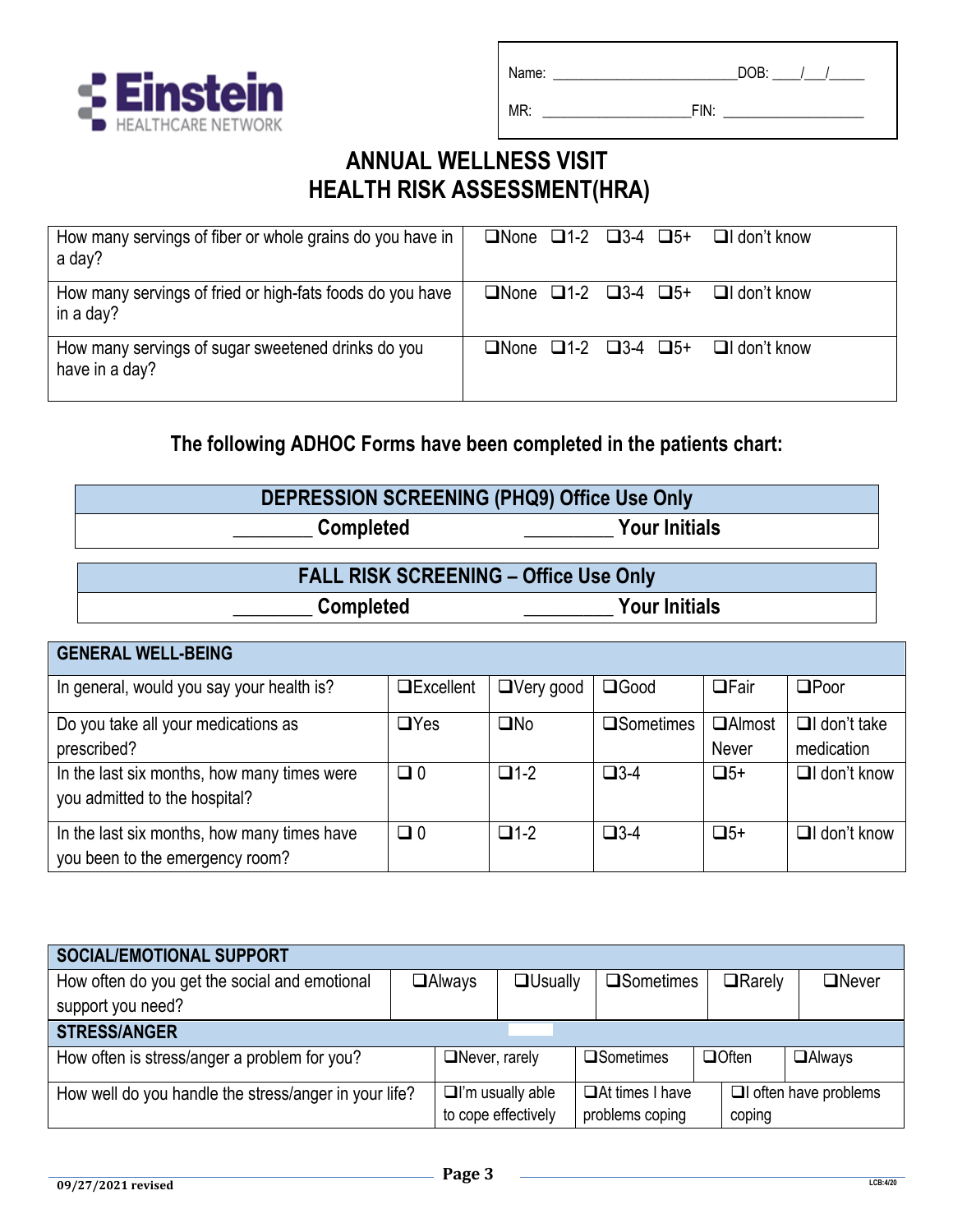Einstein HEALTHCARE NETWORK

Name: ______________________ DOB: ___/___/_____

MR: __________________ FIN: __________________

# ANNUAL WELLNESS VISIT
# HEALTH RISK ASSESSMENT(HRA)

| | |
|---|---|
| How many servings of fiber or whole grains do you have in a day? | ❑None ❑1-2 ❑3-4 ❑5+ ❑I don't know |
| How many servings of fried or high-fats foods do you have in a day? | ❑None ❑1-2 ❑3-4 ❑5+ ❑I don't know |
| How many servings of sugar sweetened drinks do you have in a day? | ❑None ❑1-2 ❑3-4 ❑5+ ❑I don't know |

**The following ADHOC Forms have been completed in the patients chart:**

| DEPRESSION SCREENING (PHQ9) Office Use Only | |
|---|---|
| _______ Completed | ________ Your Initials |

| FALL RISK SCREENING – Office Use Only | |
|---|---|
| _______ Completed | ________ Your Initials |

| GENERAL WELL-BEING | | | | | |
|---|---|---|---|---|---|
| In general, would you say your health is? | ❑Excellent | ❑Very good | ❑Good | ❑Fair | ❑Poor |
| Do you take all your medications as prescribed? | ❑Yes | ❑No | ❑Sometimes | ❑Almost Never | ❑I don't take medication |
| In the last six months, how many times were you admitted to the hospital? | ❑ 0 | ❑1-2 | ❑3-4 | ❑5+ | ❑I don't know |
| In the last six months, how many times have you been to the emergency room? | ❑ 0 | ❑1-2 | ❑3-4 | ❑5+ | ❑I don't know |

| SOCIAL/EMOTIONAL SUPPORT | | | | | |
|---|---|---|---|---|---|
| How often do you get the social and emotional support you need? | ❑Always | ❑Usually | ❑Sometimes | ❑Rarely | ❑Never |

| STRESS/ANGER | | | | |
|---|---|---|---|---|
| How often is stress/anger a problem for you? | ❑Never, rarely | ❑Sometimes | ❑Often | ❑Always |
| How well do you handle the stress/anger in your life? | ❑I'm usually able to cope effectively | ❑At times I have problems coping | ❑I often have problems coping | |

09/27/2021 revised

LCB:4/20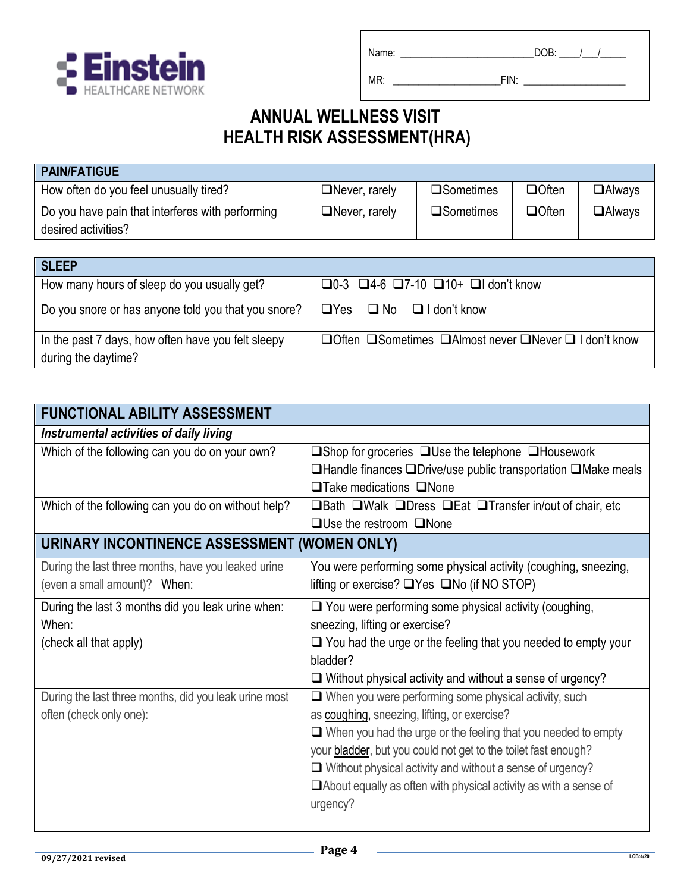Einstein HEALTHCARE NETWORK

| Name: ________________________ DOB: ____/___/_____ |
|---|
| MR: ____________________ FIN: ___________________ |

# ANNUAL WELLNESS VISIT
# HEALTH RISK ASSESSMENT(HRA)

| PAIN/FATIGUE | | | | |
|---|---|---|---|---|
| How often do you feel unusually tired? | ❑Never, rarely | ❑Sometimes | ❑Often | ❑Always |
| Do you have pain that interferes with performing desired activities? | ❑Never, rarely | ❑Sometimes | ❑Often | ❑Always |

| SLEEP | |
|---|---|
| How many hours of sleep do you usually get? | ❑0-3 ❑4-6 ❑7-10 ❑10+ ❑I don't know |
| Do you snore or has anyone told you that you snore? | ❑Yes ❑ No ❑ I don't know |
| In the past 7 days, how often have you felt sleepy during the daytime? | ❑Often ❑Sometimes ❑Almost never ❑Never ❑ I don't know |

| FUNCTIONAL ABILITY ASSESSMENT | |
|---|---|
| ***Instrumental activities of daily living*** | |
| Which of the following can you do on your own? | ❑Shop for groceries ❑Use the telephone ❑Housework ❑Handle finances ❑Drive/use public transportation ❑Make meals ❑Take medications ❑None |
| Which of the following can you do on without help? | ❑Bath ❑Walk ❑Dress ❑Eat ❑Transfer in/out of chair, etc ❑Use the restroom ❑None |
| **URINARY INCONTINENCE ASSESSMENT (WOMEN ONLY)** | |
| During the last three months, have you leaked urine (even a small amount)? When: | You were performing some physical activity (coughing, sneezing, lifting or exercise? ❑Yes ❑No (if NO STOP) |
| During the last 3 months did you leak urine when: When: (check all that apply) | ❑ You were performing some physical activity (coughing, sneezing, lifting or exercise? ❑ You had the urge or the feeling that you needed to empty your bladder? ❑ Without physical activity and without a sense of urgency? |
| During the last three months, did you leak urine most often (check only one): | ❑ When you were performing some physical activity, such as coughing, sneezing, lifting, or exercise? ❑ When you had the urge or the feeling that you needed to empty your bladder, but you could not get to the toilet fast enough? ❑ Without physical activity and without a sense of urgency? ❑About equally as often with physical activity as with a sense of urgency? |

09/27/2021 revised

LCB:4/20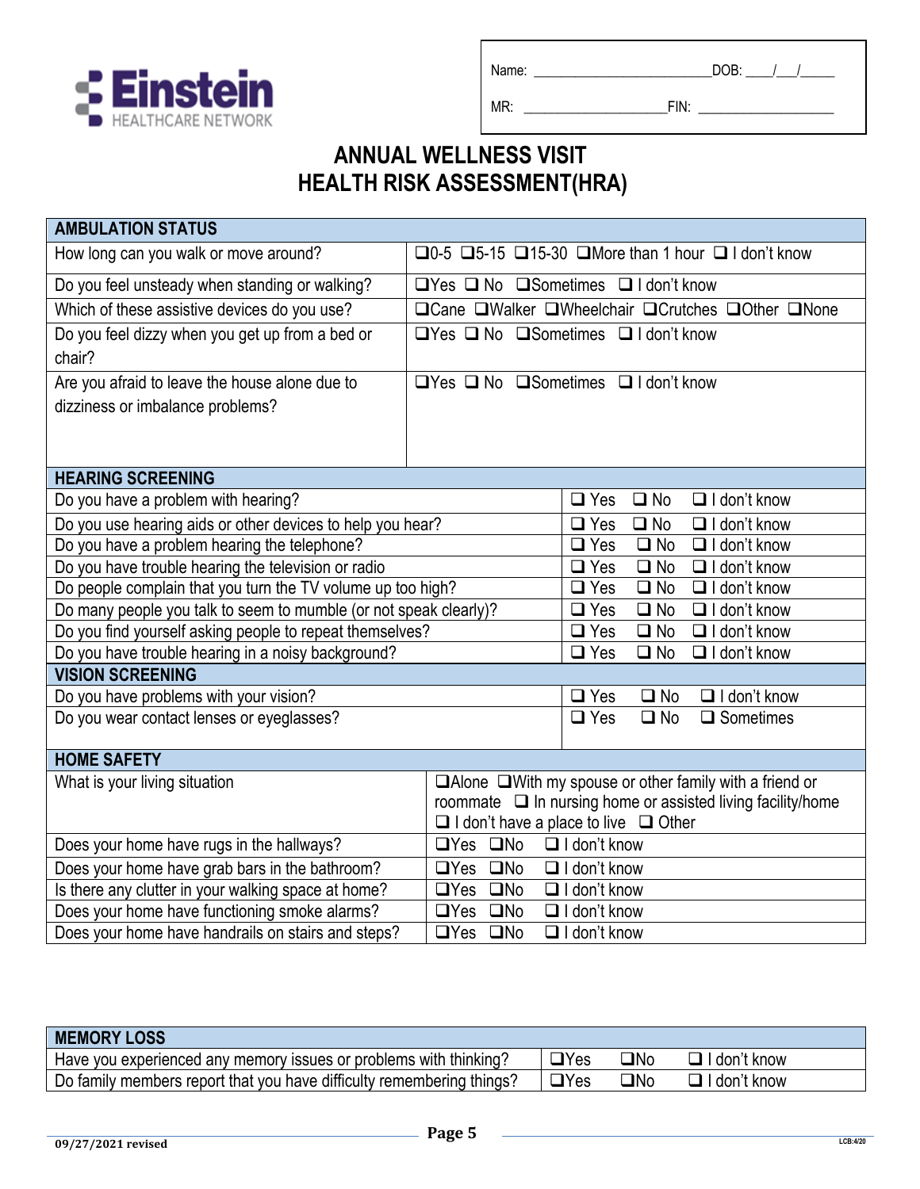Einstein HEALTHCARE NETWORK

| | |
|---|---|
| Name: ______________________ | DOB: ____/___/_____ |
| MR: ____________________ | FIN: ___________________ |

# ANNUAL WELLNESS VISIT
# HEALTH RISK ASSESSMENT(HRA)

| AMBULATION STATUS | |
|---|---|
| How long can you walk or move around? | ❑0-5 ❑5-15 ❑15-30 ❑More than 1 hour ❑ I don't know |
| Do you feel unsteady when standing or walking? | ❑Yes ❑ No ❑Sometimes ❑ I don't know |
| Which of these assistive devices do you use? | ❑Cane ❑Walker ❑Wheelchair ❑Crutches ❑Other ❑None |
| Do you feel dizzy when you get up from a bed or chair? | ❑Yes ❑ No ❑Sometimes ❑ I don't know |
| Are you afraid to leave the house alone due to dizziness or imbalance problems? | ❑Yes ❑ No ❑Sometimes ❑ I don't know |

| HEARING SCREENING | | | |
|---|---|---|---|
| Do you have a problem with hearing? | ❑ Yes | ❑ No | ❑ I don't know |
| Do you use hearing aids or other devices to help you hear? | ❑ Yes | ❑ No | ❑ I don't know |
| Do you have a problem hearing the telephone? | ❑ Yes | ❑ No | ❑ I don't know |
| Do you have trouble hearing the television or radio | ❑ Yes | ❑ No | ❑ I don't know |
| Do people complain that you turn the TV volume up too high? | ❑ Yes | ❑ No | ❑ I don't know |
| Do many people you talk to seem to mumble (or not speak clearly)? | ❑ Yes | ❑ No | ❑ I don't know |
| Do you find yourself asking people to repeat themselves? | ❑ Yes | ❑ No | ❑ I don't know |
| Do you have trouble hearing in a noisy background? | ❑ Yes | ❑ No | ❑ I don't know |

| VISION SCREENING | | | |
|---|---|---|---|
| Do you have problems with your vision? | ❑ Yes | ❑ No | ❑ I don't know |
| Do you wear contact lenses or eyeglasses? | ❑ Yes | ❑ No | ❑ Sometimes |

| HOME SAFETY | |
|---|---|
| What is your living situation | ❑Alone ❑With my spouse or other family with a friend or roommate ❑ In nursing home or assisted living facility/home ❑ I don't have a place to live ❑ Other |
| Does your home have rugs in the hallways? | ❑Yes ❑No ❑ I don't know |
| Does your home have grab bars in the bathroom? | ❑Yes ❑No ❑ I don't know |
| Is there any clutter in your walking space at home? | ❑Yes ❑No ❑ I don't know |
| Does your home have functioning smoke alarms? | ❑Yes ❑No ❑ I don't know |
| Does your home have handrails on stairs and steps? | ❑Yes ❑No ❑ I don't know |

| MEMORY LOSS | | | |
|---|---|---|---|
| Have you experienced any memory issues or problems with thinking? | ❑Yes | ❑No | ❑ I don't know |
| Do family members report that you have difficulty remembering things? | ❑Yes | ❑No | ❑ I don't know |

09/27/2021 revised

LCB:4/20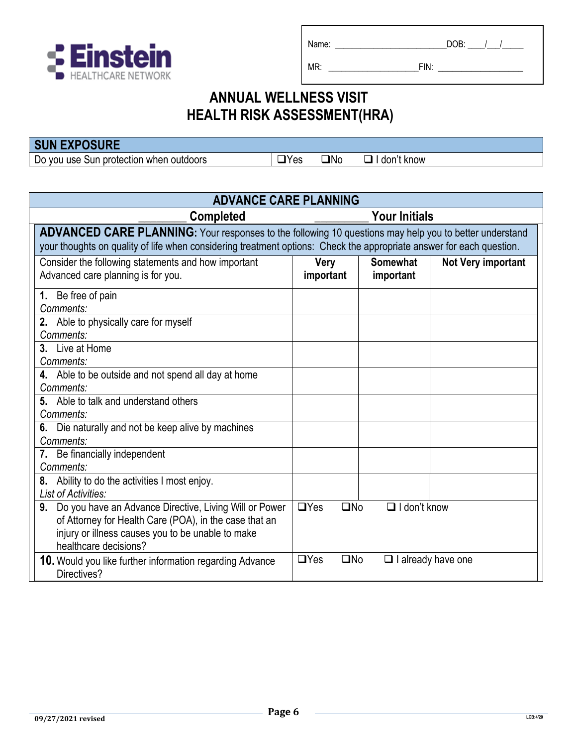Name: ________________________ DOB: ____/___/_____

MR: ____________________ FIN: ___________________

# ANNUAL WELLNESS VISIT
# HEALTH RISK ASSESSMENT(HRA)

| SUN EXPOSURE | |
|---|---|
| Do you use Sun protection when outdoors | ❑Yes ❑No ❑ I don't know |

| ADVANCE CARE PLANNING | | | |
|---|---|---|---|
| ________ Completed | _________ Your Initials | | |
| **ADVANCED CARE PLANNING:** Your responses to the following 10 questions may help you to better understand your thoughts on quality of life when considering treatment options: Check the appropriate answer for each question. | | | |
| Consider the following statements and how important Advanced care planning is for you. | **Very important** | **Somewhat important** | **Not Very important** |
| **1.** Be free of pain<br>*Comments:* | | | |
| **2.** Able to physically care for myself<br>*Comments:* | | | |
| **3.** Live at Home<br>*Comments:* | | | |
| **4.** Able to be outside and not spend all day at home<br>*Comments:* | | | |
| **5.** Able to talk and understand others<br>*Comments:* | | | |
| **6.** Die naturally and not be keep alive by machines<br>*Comments:* | | | |
| **7.** Be financially independent<br>*Comments:* | | | |
| **8.** Ability to do the activities I most enjoy.<br>*List of Activities:* | | | |
| **9.** Do you have an Advance Directive, Living Will or Power of Attorney for Health Care (POA), in the case that an injury or illness causes you to be unable to make healthcare decisions? | ❑Yes ❑No ❑ I don't know | | |
| **10.** Would you like further information regarding Advance Directives? | ❑Yes ❑No ❑ I already have one | | |

09/27/2021 revised

LCB:4/20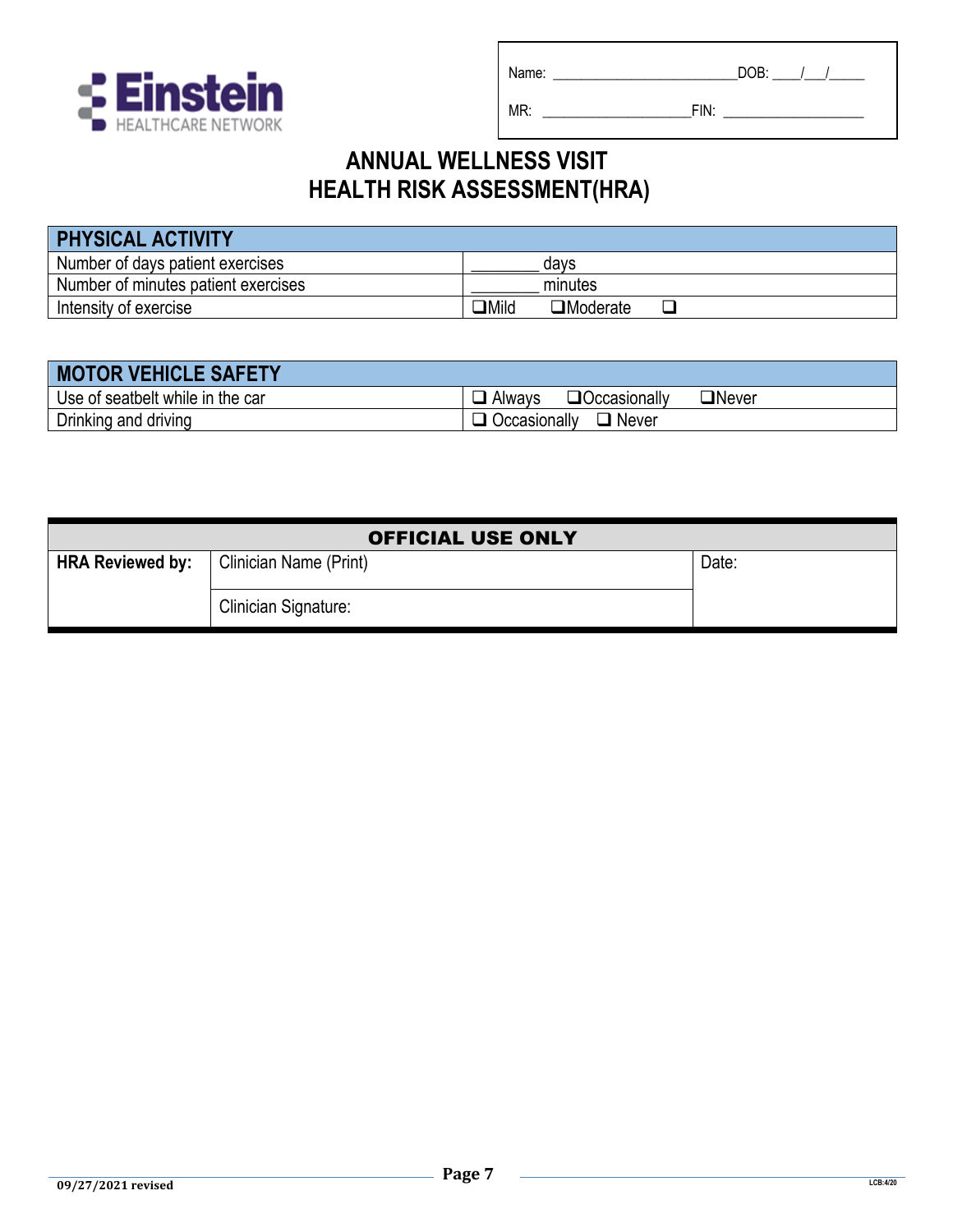Einstein HEALTHCARE NETWORK

| | |
|---|---|
| Name: ________________________ | DOB: ____/___/_____ |
| MR: ____________________ | FIN: ___________________ |

# ANNUAL WELLNESS VISIT
# HEALTH RISK ASSESSMENT(HRA)

| PHYSICAL ACTIVITY | |
|---|---|
| Number of days patient exercises | ________ days |
| Number of minutes patient exercises | ________ minutes |
| Intensity of exercise | ❑Mild ❑Moderate ❑ |

| MOTOR VEHICLE SAFETY | |
|---|---|
| Use of seatbelt while in the car | ❑ Always ❑Occasionally ❑Never |
| Drinking and driving | ❑ Occasionally ❑ Never |

| OFFICIAL USE ONLY | | |
|---|---|---|
| **HRA Reviewed by:** | Clinician Name (Print) | Date: |
| | Clinician Signature: | |

09/27/2021 revised

LCB:4/20